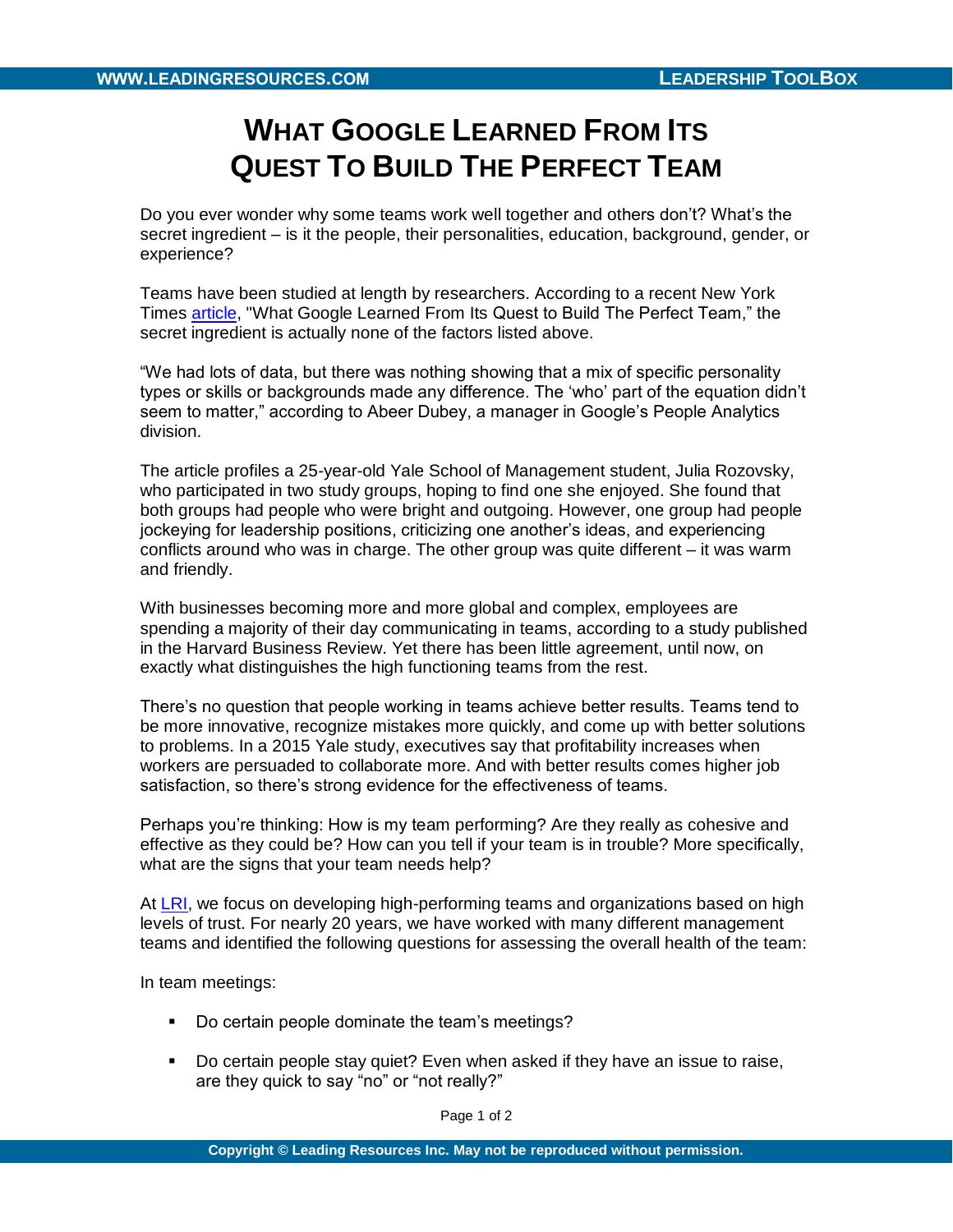# What Google Learned From Its Quest To Build The Perfect Team

Do you ever wonder why some teams work well together and others don't? What's the secret ingredient – is it the people, their personalities, education, background, gender, or experience?

Teams have been studied at length by researchers. According to a recent New York Times article, "What Google Learned From Its Quest to Build The Perfect Team," the secret ingredient is actually none of the factors listed above.

"We had lots of data, but there was nothing showing that a mix of specific personality types or skills or backgrounds made any difference. The 'who' part of the equation didn't seem to matter," according to Abeer Dubey, a manager in Google's People Analytics division.

The article profiles a 25-year-old Yale School of Management student, Julia Rozovsky, who participated in two study groups, hoping to find one she enjoyed. She found that both groups had people who were bright and outgoing. However, one group had people jockeying for leadership positions, criticizing one another's ideas, and experiencing conflicts around who was in charge. The other group was quite different – it was warm and friendly.

With businesses becoming more and more global and complex, employees are spending a majority of their day communicating in teams, according to a study published in the Harvard Business Review. Yet there has been little agreement, until now, on exactly what distinguishes the high functioning teams from the rest.

There's no question that people working in teams achieve better results. Teams tend to be more innovative, recognize mistakes more quickly, and come up with better solutions to problems. In a 2015 Yale study, executives say that profitability increases when workers are persuaded to collaborate more. And with better results comes higher job satisfaction, so there's strong evidence for the effectiveness of teams.

Perhaps you're thinking: How is my team performing? Are they really as cohesive and effective as they could be? How can you tell if your team is in trouble? More specifically, what are the signs that your team needs help?

At LRI, we focus on developing high-performing teams and organizations based on high levels of trust. For nearly 20 years, we have worked with many different management teams and identified the following questions for assessing the overall health of the team:

In team meetings:

- Do certain people dominate the team's meetings?
- Do certain people stay quiet? Even when asked if they have an issue to raise, are they quick to say "no" or "not really?"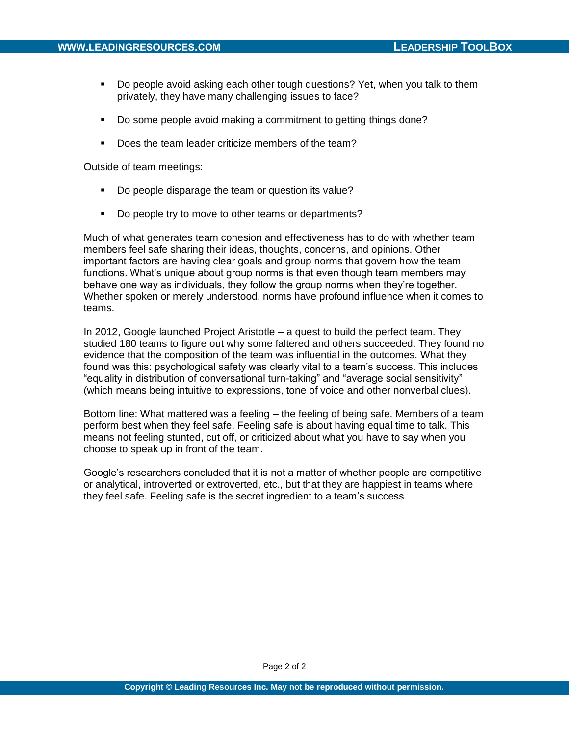- Do people avoid asking each other tough questions? Yet, when you talk to them privately, they have many challenging issues to face?
- Do some people avoid making a commitment to getting things done?
- Does the team leader criticize members of the team?

Outside of team meetings:

- Do people disparage the team or question its value?
- Do people try to move to other teams or departments?

Much of what generates team cohesion and effectiveness has to do with whether team members feel safe sharing their ideas, thoughts, concerns, and opinions. Other important factors are having clear goals and group norms that govern how the team functions. What's unique about group norms is that even though team members may behave one way as individuals, they follow the group norms when they're together. Whether spoken or merely understood, norms have profound influence when it comes to teams.

In 2012, Google launched Project Aristotle – a quest to build the perfect team. They studied 180 teams to figure out why some faltered and others succeeded. They found no evidence that the composition of the team was influential in the outcomes. What they found was this: psychological safety was clearly vital to a team's success. This includes "equality in distribution of conversational turn-taking" and "average social sensitivity" (which means being intuitive to expressions, tone of voice and other nonverbal clues).

Bottom line: What mattered was a feeling – the feeling of being safe. Members of a team perform best when they feel safe. Feeling safe is about having equal time to talk. This means not feeling stunted, cut off, or criticized about what you have to say when you choose to speak up in front of the team.

Google's researchers concluded that it is not a matter of whether people are competitive or analytical, introverted or extroverted, etc., but that they are happiest in teams where they feel safe. Feeling safe is the secret ingredient to a team's success.